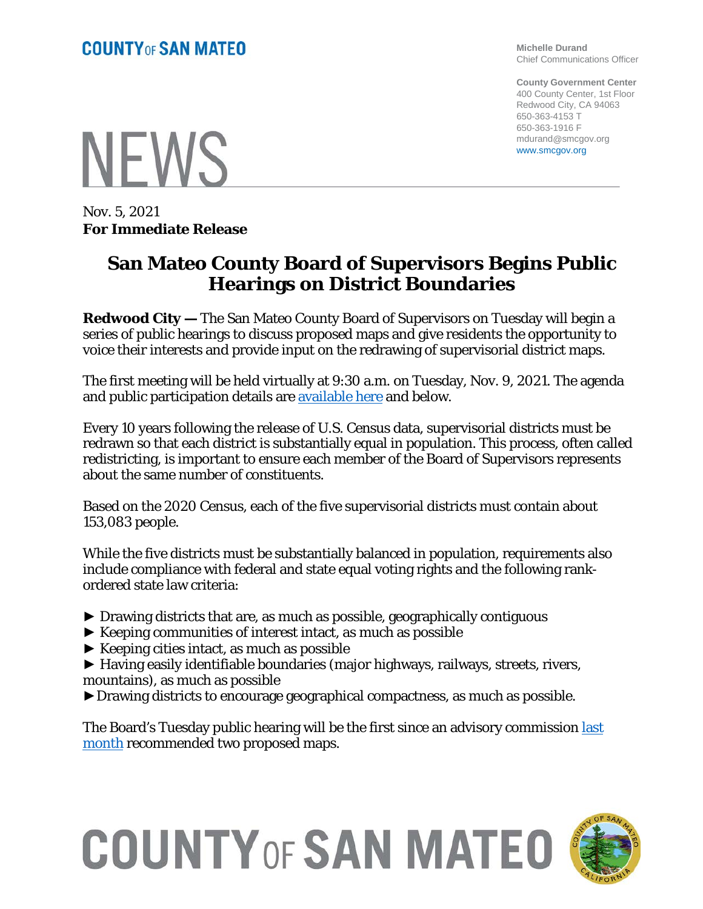**COUNTY OF SAN MATEO**

Michelle Durand
Chief Communications Officer

**County Government Center**
400 County Center, 1st Floor
Redwood City, CA 94063
650-363-4153 T
650-363-1916 F
mdurand@smcgov.org
www.smcgov.org

# NEWS

Nov. 5, 2021
**For Immediate Release**

## San Mateo County Board of Supervisors Begins Public Hearings on District Boundaries

**Redwood City —** The San Mateo County Board of Supervisors on Tuesday will begin a series of public hearings to discuss proposed maps and give residents the opportunity to voice their interests and provide input on the redrawing of supervisorial district maps.

The first meeting will be held virtually at 9:30 a.m. on Tuesday, Nov. 9, 2021. The agenda and public participation details are available here and below.

Every 10 years following the release of U.S. Census data, supervisorial districts must be redrawn so that each district is substantially equal in population. This process, often called redistricting, is important to ensure each member of the Board of Supervisors represents about the same number of constituents.

Based on the 2020 Census, each of the five supervisorial districts must contain about 153,083 people.

While the five districts must be substantially balanced in population, requirements also include compliance with federal and state equal voting rights and the following rank-ordered state law criteria:

► Drawing districts that are, as much as possible, geographically contiguous
► Keeping communities of interest intact, as much as possible
► Keeping cities intact, as much as possible
► Having easily identifiable boundaries (major highways, railways, streets, rivers, mountains), as much as possible
► Drawing districts to encourage geographical compactness, as much as possible.

The Board's Tuesday public hearing will be the first since an advisory commission last month recommended two proposed maps.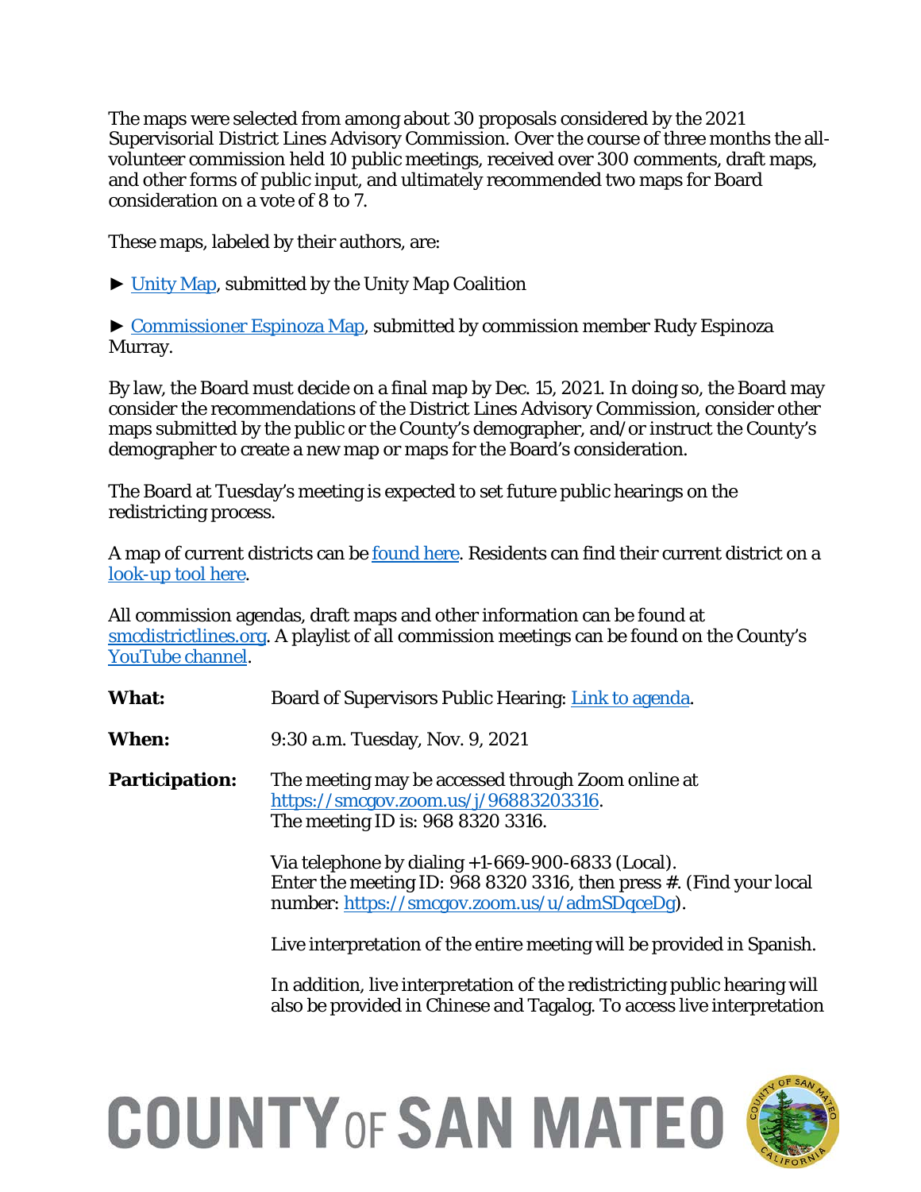The maps were selected from among about 30 proposals considered by the 2021 Supervisorial District Lines Advisory Commission. Over the course of three months the all-volunteer commission held 10 public meetings, received over 300 comments, draft maps, and other forms of public input, and ultimately recommended two maps for Board consideration on a vote of 8 to 7.

These maps, labeled by their authors, are:

► Unity Map, submitted by the Unity Map Coalition

► Commissioner Espinoza Map, submitted by commission member Rudy Espinoza Murray.

By law, the Board must decide on a final map by Dec. 15, 2021. In doing so, the Board may consider the recommendations of the District Lines Advisory Commission, consider other maps submitted by the public or the County's demographer, and/or instruct the County's demographer to create a new map or maps for the Board's consideration.

The Board at Tuesday's meeting is expected to set future public hearings on the redistricting process.

A map of current districts can be found here. Residents can find their current district on a look-up tool here.

All commission agendas, draft maps and other information can be found at smcdistrictlines.org. A playlist of all commission meetings can be found on the County's YouTube channel.

**What:** Board of Supervisors Public Hearing: Link to agenda.

**When:** 9:30 a.m. Tuesday, Nov. 9, 2021

**Participation:** The meeting may be accessed through Zoom online at https://smcgov.zoom.us/j/96883203316.
The meeting ID is: 968 8320 3316.

Via telephone by dialing +1-669-900-6833 (Local).
Enter the meeting ID: 968 8320 3316, then press #. (Find your local number: https://smcgov.zoom.us/u/admSDqceDg).

Live interpretation of the entire meeting will be provided in Spanish.

In addition, live interpretation of the redistricting public hearing will also be provided in Chinese and Tagalog. To access live interpretation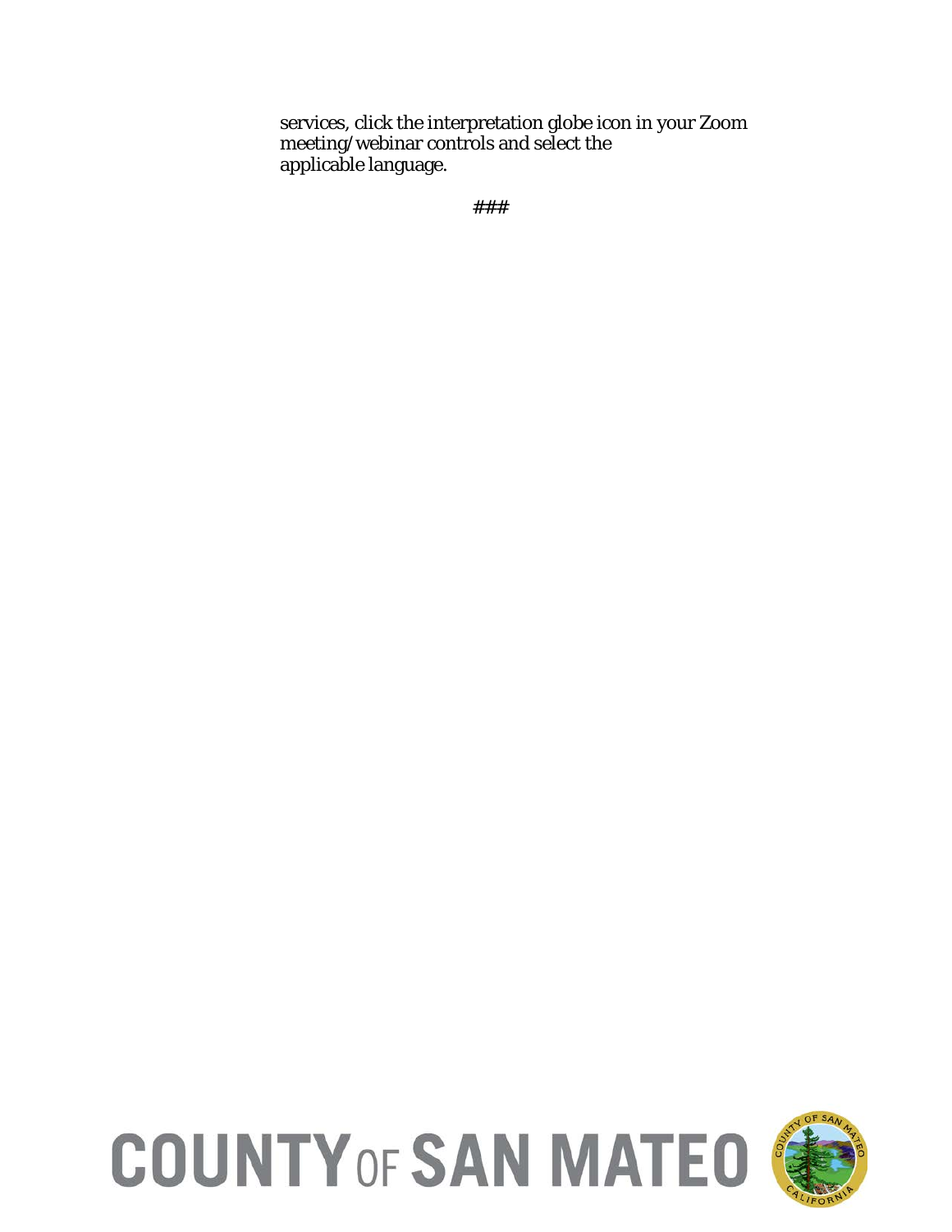services, click the interpretation globe icon in your Zoom meeting/webinar controls and select the applicable language.

###

COUNTY OF SAN MATEO